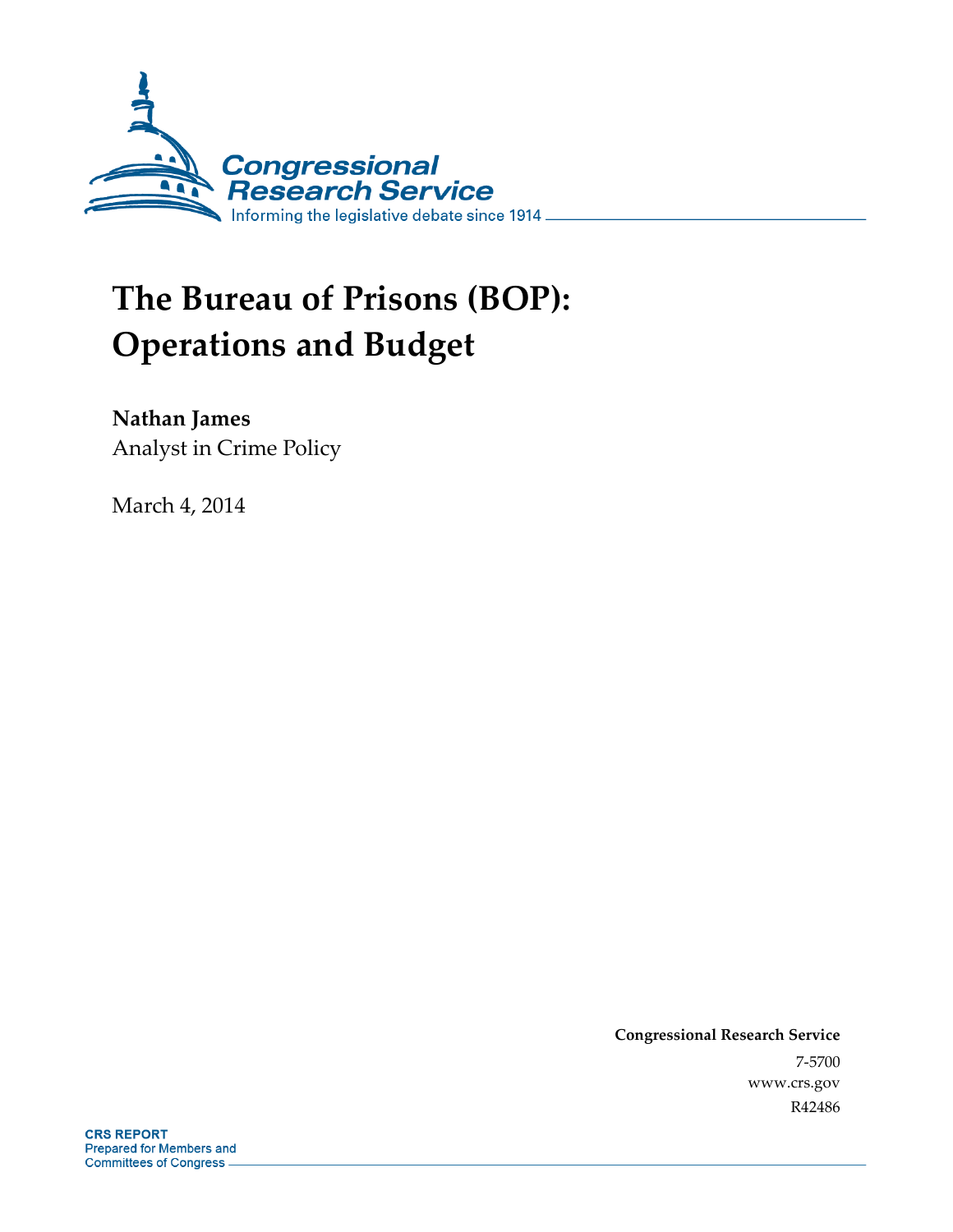Congressional Research Service

Informing the legislative debate since 1914

# The Bureau of Prisons (BOP): Operations and Budget

**Nathan James**
Analyst in Crime Policy

March 4, 2014

**Congressional Research Service**
7-5700
www.crs.gov
R42486

**CRS REPORT**
Prepared for Members and
Committees of Congress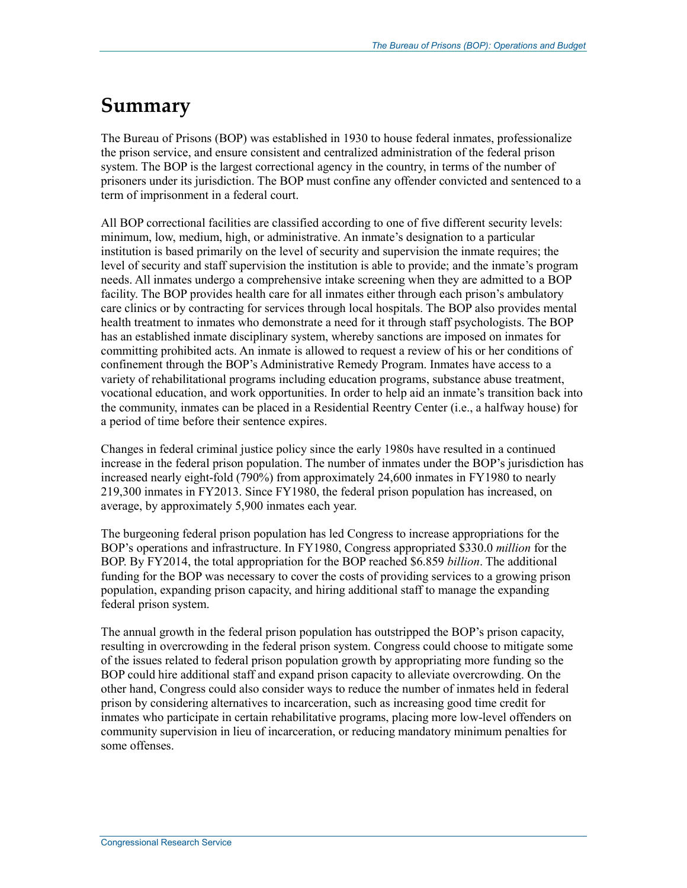# Summary

The Bureau of Prisons (BOP) was established in 1930 to house federal inmates, professionalize the prison service, and ensure consistent and centralized administration of the federal prison system. The BOP is the largest correctional agency in the country, in terms of the number of prisoners under its jurisdiction. The BOP must confine any offender convicted and sentenced to a term of imprisonment in a federal court.

All BOP correctional facilities are classified according to one of five different security levels: minimum, low, medium, high, or administrative. An inmate's designation to a particular institution is based primarily on the level of security and supervision the inmate requires; the level of security and staff supervision the institution is able to provide; and the inmate's program needs. All inmates undergo a comprehensive intake screening when they are admitted to a BOP facility. The BOP provides health care for all inmates either through each prison's ambulatory care clinics or by contracting for services through local hospitals. The BOP also provides mental health treatment to inmates who demonstrate a need for it through staff psychologists. The BOP has an established inmate disciplinary system, whereby sanctions are imposed on inmates for committing prohibited acts. An inmate is allowed to request a review of his or her conditions of confinement through the BOP's Administrative Remedy Program. Inmates have access to a variety of rehabilitational programs including education programs, substance abuse treatment, vocational education, and work opportunities. In order to help aid an inmate's transition back into the community, inmates can be placed in a Residential Reentry Center (i.e., a halfway house) for a period of time before their sentence expires.

Changes in federal criminal justice policy since the early 1980s have resulted in a continued increase in the federal prison population. The number of inmates under the BOP's jurisdiction has increased nearly eight-fold (790%) from approximately 24,600 inmates in FY1980 to nearly 219,300 inmates in FY2013. Since FY1980, the federal prison population has increased, on average, by approximately 5,900 inmates each year.

The burgeoning federal prison population has led Congress to increase appropriations for the BOP's operations and infrastructure. In FY1980, Congress appropriated $330.0 *million* for the BOP. By FY2014, the total appropriation for the BOP reached $6.859 *billion*. The additional funding for the BOP was necessary to cover the costs of providing services to a growing prison population, expanding prison capacity, and hiring additional staff to manage the expanding federal prison system.

The annual growth in the federal prison population has outstripped the BOP's prison capacity, resulting in overcrowding in the federal prison system. Congress could choose to mitigate some of the issues related to federal prison population growth by appropriating more funding so the BOP could hire additional staff and expand prison capacity to alleviate overcrowding. On the other hand, Congress could also consider ways to reduce the number of inmates held in federal prison by considering alternatives to incarceration, such as increasing good time credit for inmates who participate in certain rehabilitative programs, placing more low-level offenders on community supervision in lieu of incarceration, or reducing mandatory minimum penalties for some offenses.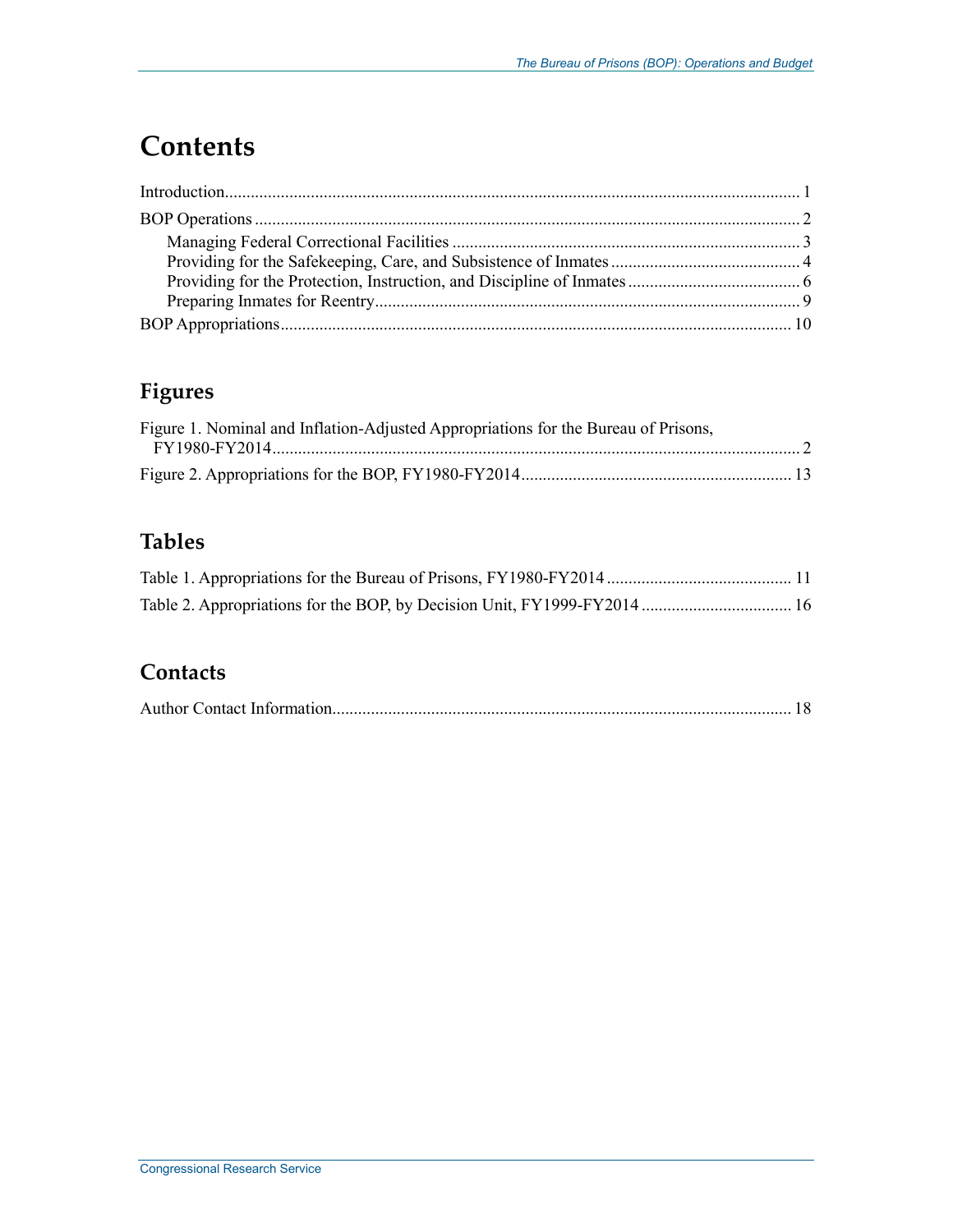# Contents

Introduction..................................................................................................................................... 1

BOP Operations .............................................................................................................................. 2

Managing Federal Correctional Facilities ................................................................................. 3

Providing for the Safekeeping, Care, and Subsistence of Inmates ............................................ 4

Providing for the Protection, Instruction, and Discipline of Inmates ........................................ 6

Preparing Inmates for Reentry................................................................................................... 9

BOP Appropriations...................................................................................................................... 10

## Figures

Figure 1. Nominal and Inflation-Adjusted Appropriations for the Bureau of Prisons, FY1980-FY2014........................................................................................................................... 2

Figure 2. Appropriations for the BOP, FY1980-FY2014............................................................... 13

## Tables

Table 1. Appropriations for the Bureau of Prisons, FY1980-FY2014 ........................................... 11

Table 2. Appropriations for the BOP, by Decision Unit, FY1999-FY2014 ................................... 16

## Contacts

Author Contact Information........................................................................................................... 18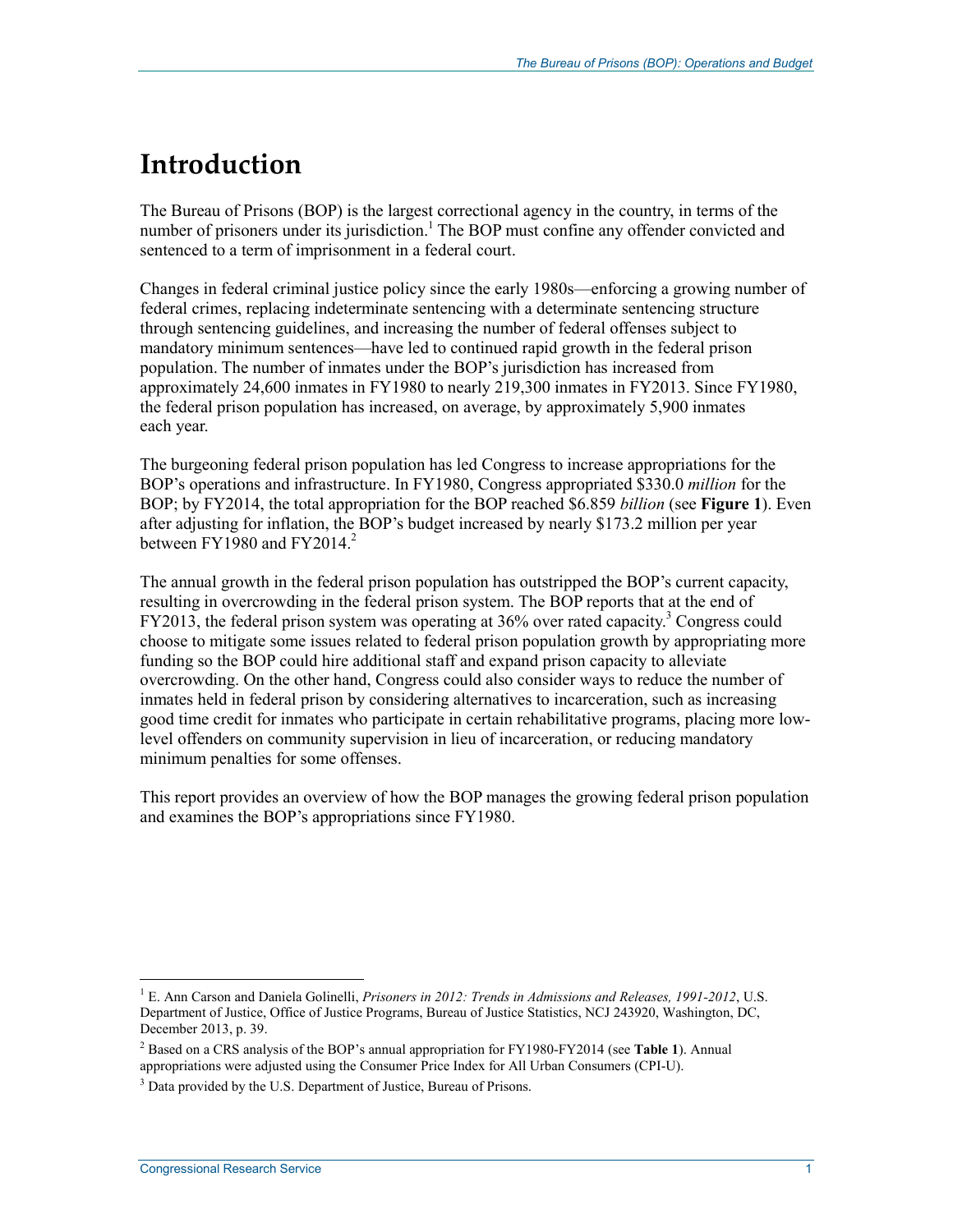# Introduction

The Bureau of Prisons (BOP) is the largest correctional agency in the country, in terms of the number of prisoners under its jurisdiction.[1] The BOP must confine any offender convicted and sentenced to a term of imprisonment in a federal court.

Changes in federal criminal justice policy since the early 1980s—enforcing a growing number of federal crimes, replacing indeterminate sentencing with a determinate sentencing structure through sentencing guidelines, and increasing the number of federal offenses subject to mandatory minimum sentences—have led to continued rapid growth in the federal prison population. The number of inmates under the BOP's jurisdiction has increased from approximately 24,600 inmates in FY1980 to nearly 219,300 inmates in FY2013. Since FY1980, the federal prison population has increased, on average, by approximately 5,900 inmates each year.

The burgeoning federal prison population has led Congress to increase appropriations for the BOP's operations and infrastructure. In FY1980, Congress appropriated $330.0 *million* for the BOP; by FY2014, the total appropriation for the BOP reached $6.859 *billion* (see **Figure 1**). Even after adjusting for inflation, the BOP's budget increased by nearly $173.2 million per year between FY1980 and FY2014.[2]

The annual growth in the federal prison population has outstripped the BOP's current capacity, resulting in overcrowding in the federal prison system. The BOP reports that at the end of FY2013, the federal prison system was operating at 36% over rated capacity.[3] Congress could choose to mitigate some issues related to federal prison population growth by appropriating more funding so the BOP could hire additional staff and expand prison capacity to alleviate overcrowding. On the other hand, Congress could also consider ways to reduce the number of inmates held in federal prison by considering alternatives to incarceration, such as increasing good time credit for inmates who participate in certain rehabilitative programs, placing more low-level offenders on community supervision in lieu of incarceration, or reducing mandatory minimum penalties for some offenses.

This report provides an overview of how the BOP manages the growing federal prison population and examines the BOP's appropriations since FY1980.

---

[1] E. Ann Carson and Daniela Golinelli, *Prisoners in 2012: Trends in Admissions and Releases, 1991-2012*, U.S. Department of Justice, Office of Justice Programs, Bureau of Justice Statistics, NCJ 243920, Washington, DC, December 2013, p. 39.

[2] Based on a CRS analysis of the BOP's annual appropriation for FY1980-FY2014 (see **Table 1**). Annual appropriations were adjusted using the Consumer Price Index for All Urban Consumers (CPI-U).

[3] Data provided by the U.S. Department of Justice, Bureau of Prisons.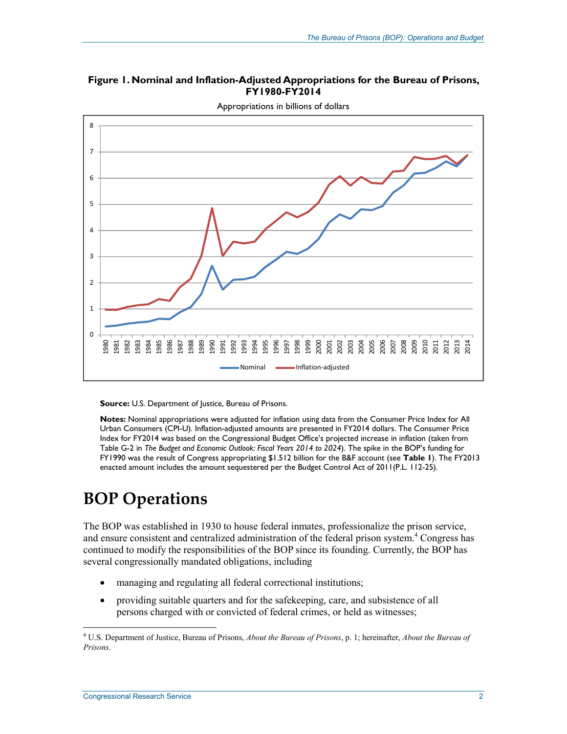**Figure 1. Nominal and Inflation-Adjusted Appropriations for the Bureau of Prisons, FY1980-FY2014**

Appropriations in billions of dollars

**Source:** U.S. Department of Justice, Bureau of Prisons.

**Notes:** Nominal appropriations were adjusted for inflation using data from the Consumer Price Index for All Urban Consumers (CPI-U). Inflation-adjusted amounts are presented in FY2014 dollars. The Consumer Price Index for FY2014 was based on the Congressional Budget Office's projected increase in inflation (taken from Table G-2 in *The Budget and Economic Outlook: Fiscal Years 2014 to 2024*). The spike in the BOP's funding for FY1990 was the result of Congress appropriating $1.512 billion for the B&F account (see **Table 1**). The FY2013 enacted amount includes the amount sequestered per the Budget Control Act of 2011(P.L. 112-25).

# BOP Operations

The BOP was established in 1930 to house federal inmates, professionalize the prison service, and ensure consistent and centralized administration of the federal prison system.[4] Congress has continued to modify the responsibilities of the BOP since its founding. Currently, the BOP has several congressionally mandated obligations, including

- managing and regulating all federal correctional institutions;
- providing suitable quarters and for the safekeeping, care, and subsistence of all persons charged with or convicted of federal crimes, or held as witnesses;

[4] U.S. Department of Justice, Bureau of Prisons, *About the Bureau of Prisons*, p. 1; hereinafter, *About the Bureau of Prisons*.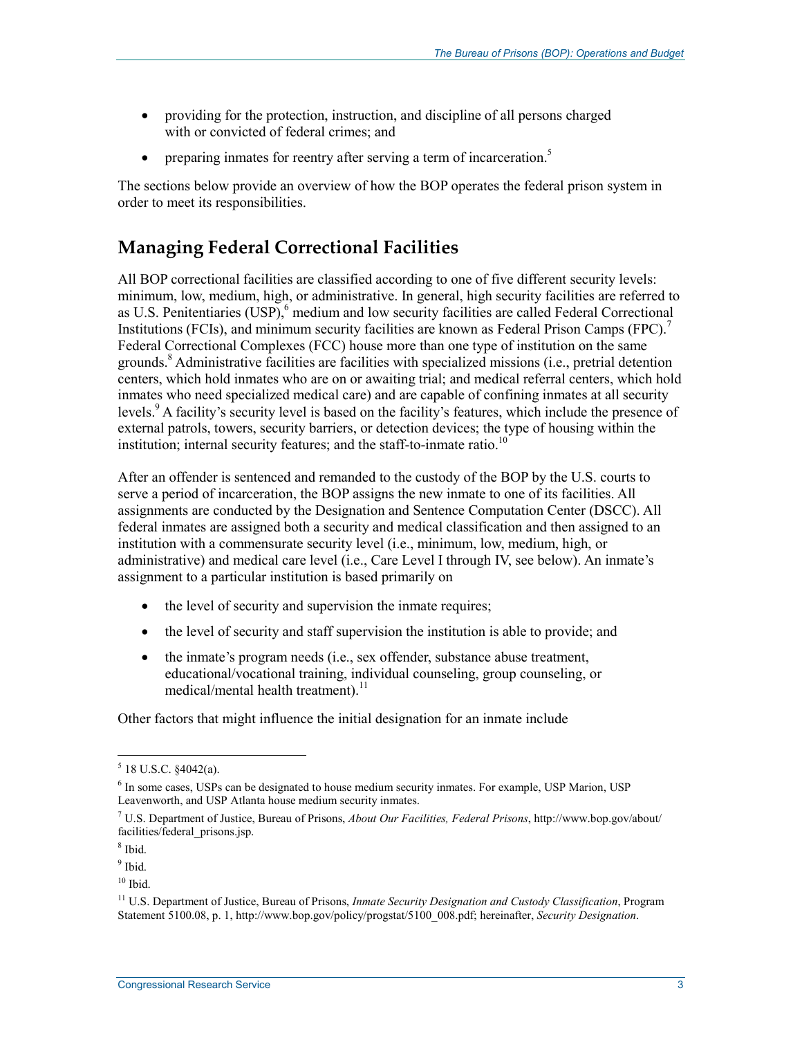- providing for the protection, instruction, and discipline of all persons charged with or convicted of federal crimes; and
- preparing inmates for reentry after serving a term of incarceration.[5]

The sections below provide an overview of how the BOP operates the federal prison system in order to meet its responsibilities.

## Managing Federal Correctional Facilities

All BOP correctional facilities are classified according to one of five different security levels: minimum, low, medium, high, or administrative. In general, high security facilities are referred to as U.S. Penitentiaries (USP),[6] medium and low security facilities are called Federal Correctional Institutions (FCIs), and minimum security facilities are known as Federal Prison Camps (FPC).[7] Federal Correctional Complexes (FCC) house more than one type of institution on the same grounds.[8] Administrative facilities are facilities with specialized missions (i.e., pretrial detention centers, which hold inmates who are on or awaiting trial; and medical referral centers, which hold inmates who need specialized medical care) and are capable of confining inmates at all security levels.[9] A facility's security level is based on the facility's features, which include the presence of external patrols, towers, security barriers, or detection devices; the type of housing within the institution; internal security features; and the staff-to-inmate ratio.[10]

After an offender is sentenced and remanded to the custody of the BOP by the U.S. courts to serve a period of incarceration, the BOP assigns the new inmate to one of its facilities. All assignments are conducted by the Designation and Sentence Computation Center (DSCC). All federal inmates are assigned both a security and medical classification and then assigned to an institution with a commensurate security level (i.e., minimum, low, medium, high, or administrative) and medical care level (i.e., Care Level I through IV, see below). An inmate's assignment to a particular institution is based primarily on

- the level of security and supervision the inmate requires;
- the level of security and staff supervision the institution is able to provide; and
- the inmate's program needs (i.e., sex offender, substance abuse treatment, educational/vocational training, individual counseling, group counseling, or medical/mental health treatment).[11]

Other factors that might influence the initial designation for an inmate include

---

[5] 18 U.S.C. §4042(a).

[6] In some cases, USPs can be designated to house medium security inmates. For example, USP Marion, USP Leavenworth, and USP Atlanta house medium security inmates.

[7] U.S. Department of Justice, Bureau of Prisons, *About Our Facilities, Federal Prisons*, http://www.bop.gov/about/facilities/federal_prisons.jsp.

[8] Ibid.

[9] Ibid.

[10] Ibid.

[11] U.S. Department of Justice, Bureau of Prisons, *Inmate Security Designation and Custody Classification*, Program Statement 5100.08, p. 1, http://www.bop.gov/policy/progstat/5100_008.pdf; hereinafter, *Security Designation*.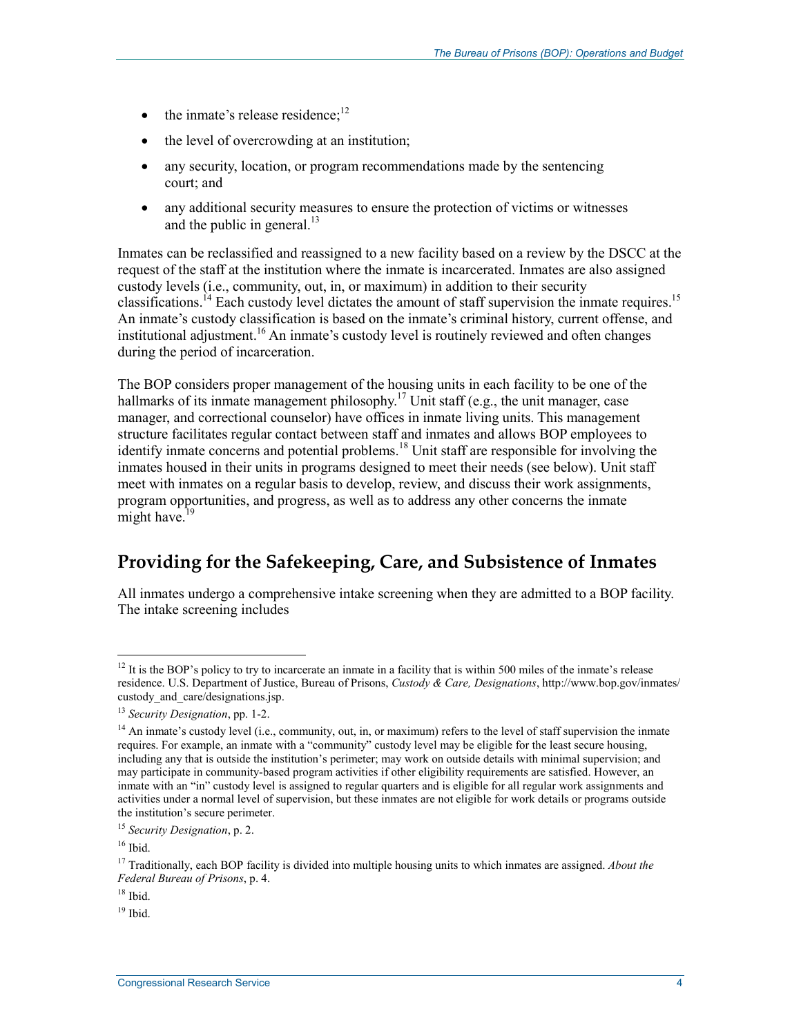- the inmate's release residence;[12]
- the level of overcrowding at an institution;
- any security, location, or program recommendations made by the sentencing court; and
- any additional security measures to ensure the protection of victims or witnesses and the public in general.[13]

Inmates can be reclassified and reassigned to a new facility based on a review by the DSCC at the request of the staff at the institution where the inmate is incarcerated. Inmates are also assigned custody levels (i.e., community, out, in, or maximum) in addition to their security classifications.[14] Each custody level dictates the amount of staff supervision the inmate requires.[15] An inmate's custody classification is based on the inmate's criminal history, current offense, and institutional adjustment.[16] An inmate's custody level is routinely reviewed and often changes during the period of incarceration.

The BOP considers proper management of the housing units in each facility to be one of the hallmarks of its inmate management philosophy.[17] Unit staff (e.g., the unit manager, case manager, and correctional counselor) have offices in inmate living units. This management structure facilitates regular contact between staff and inmates and allows BOP employees to identify inmate concerns and potential problems.[18] Unit staff are responsible for involving the inmates housed in their units in programs designed to meet their needs (see below). Unit staff meet with inmates on a regular basis to develop, review, and discuss their work assignments, program opportunities, and progress, as well as to address any other concerns the inmate might have.[19]

## Providing for the Safekeeping, Care, and Subsistence of Inmates

All inmates undergo a comprehensive intake screening when they are admitted to a BOP facility. The intake screening includes

---

[12] It is the BOP's policy to try to incarcerate an inmate in a facility that is within 500 miles of the inmate's release residence. U.S. Department of Justice, Bureau of Prisons, *Custody & Care, Designations*, http://www.bop.gov/inmates/custody_and_care/designations.jsp.

[13] *Security Designation*, pp. 1-2.

[14] An inmate's custody level (i.e., community, out, in, or maximum) refers to the level of staff supervision the inmate requires. For example, an inmate with a "community" custody level may be eligible for the least secure housing, including any that is outside the institution's perimeter; may work on outside details with minimal supervision; and may participate in community-based program activities if other eligibility requirements are satisfied. However, an inmate with an "in" custody level is assigned to regular quarters and is eligible for all regular work assignments and activities under a normal level of supervision, but these inmates are not eligible for work details or programs outside the institution's secure perimeter.

[15] *Security Designation*, p. 2.

[16] Ibid.

[17] Traditionally, each BOP facility is divided into multiple housing units to which inmates are assigned. *About the Federal Bureau of Prisons*, p. 4.

[18] Ibid.

[19] Ibid.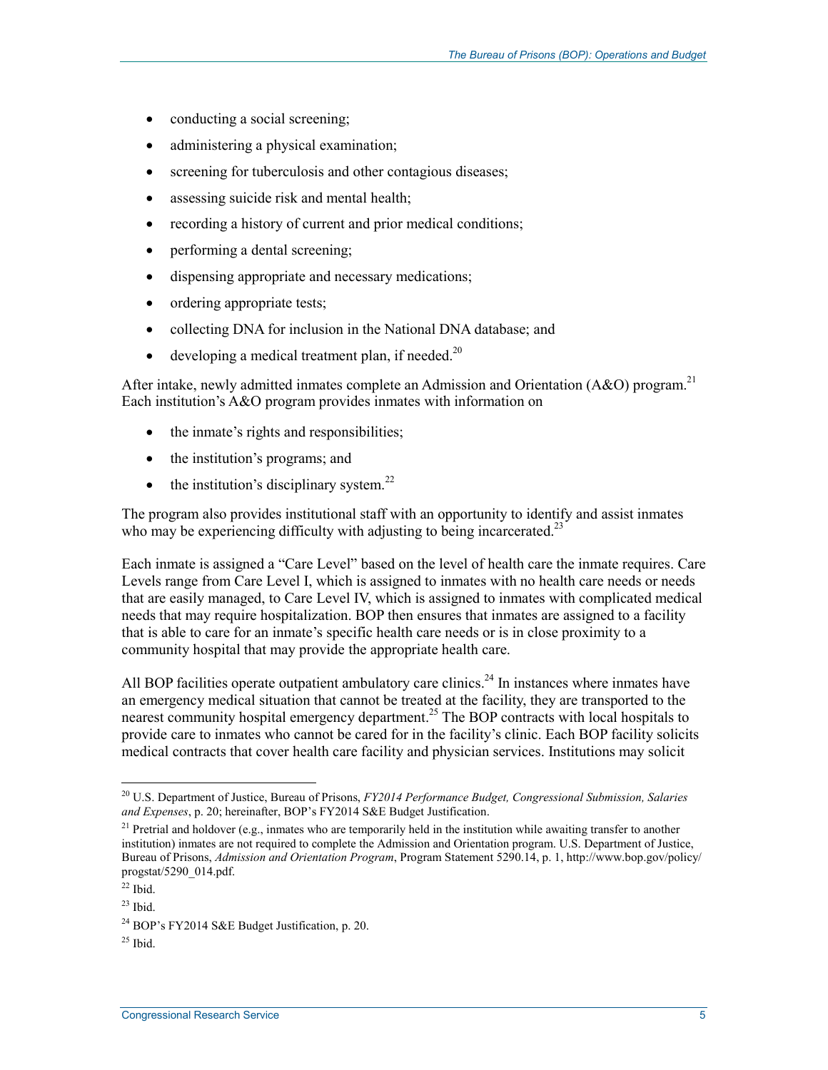- conducting a social screening;
- administering a physical examination;
- screening for tuberculosis and other contagious diseases;
- assessing suicide risk and mental health;
- recording a history of current and prior medical conditions;
- performing a dental screening;
- dispensing appropriate and necessary medications;
- ordering appropriate tests;
- collecting DNA for inclusion in the National DNA database; and
- developing a medical treatment plan, if needed.[20]

After intake, newly admitted inmates complete an Admission and Orientation (A&O) program.[21] Each institution's A&O program provides inmates with information on

- the inmate's rights and responsibilities;
- the institution's programs; and
- the institution's disciplinary system.[22]

The program also provides institutional staff with an opportunity to identify and assist inmates who may be experiencing difficulty with adjusting to being incarcerated.[23]

Each inmate is assigned a "Care Level" based on the level of health care the inmate requires. Care Levels range from Care Level I, which is assigned to inmates with no health care needs or needs that are easily managed, to Care Level IV, which is assigned to inmates with complicated medical needs that may require hospitalization. BOP then ensures that inmates are assigned to a facility that is able to care for an inmate's specific health care needs or is in close proximity to a community hospital that may provide the appropriate health care.

All BOP facilities operate outpatient ambulatory care clinics.[24] In instances where inmates have an emergency medical situation that cannot be treated at the facility, they are transported to the nearest community hospital emergency department.[25] The BOP contracts with local hospitals to provide care to inmates who cannot be cared for in the facility's clinic. Each BOP facility solicits medical contracts that cover health care facility and physician services. Institutions may solicit

---

[20] U.S. Department of Justice, Bureau of Prisons, *FY2014 Performance Budget, Congressional Submission, Salaries and Expenses*, p. 20; hereinafter, BOP's FY2014 S&E Budget Justification.

[21] Pretrial and holdover (e.g., inmates who are temporarily held in the institution while awaiting transfer to another institution) inmates are not required to complete the Admission and Orientation program. U.S. Department of Justice, Bureau of Prisons, *Admission and Orientation Program*, Program Statement 5290.14, p. 1, http://www.bop.gov/policy/progstat/5290_014.pdf.

[22] Ibid.

[23] Ibid.

[24] BOP's FY2014 S&E Budget Justification, p. 20.

[25] Ibid.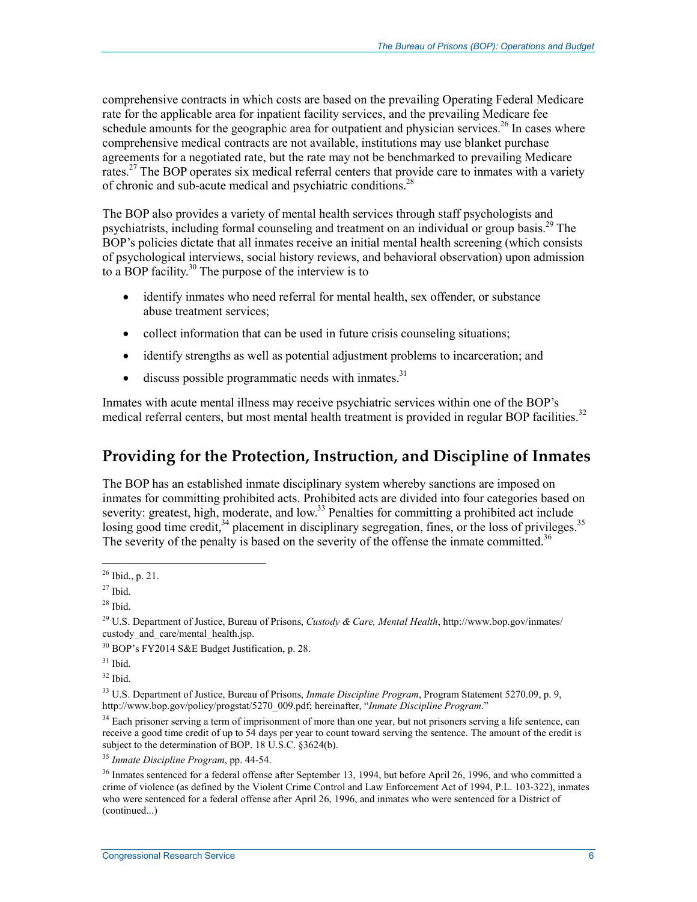comprehensive contracts in which costs are based on the prevailing Operating Federal Medicare rate for the applicable area for inpatient facility services, and the prevailing Medicare fee schedule amounts for the geographic area for outpatient and physician services.[26] In cases where comprehensive medical contracts are not available, institutions may use blanket purchase agreements for a negotiated rate, but the rate may not be benchmarked to prevailing Medicare rates.[27] The BOP operates six medical referral centers that provide care to inmates with a variety of chronic and sub-acute medical and psychiatric conditions.[28]

The BOP also provides a variety of mental health services through staff psychologists and psychiatrists, including formal counseling and treatment on an individual or group basis.[29] The BOP's policies dictate that all inmates receive an initial mental health screening (which consists of psychological interviews, social history reviews, and behavioral observation) upon admission to a BOP facility.[30] The purpose of the interview is to

- identify inmates who need referral for mental health, sex offender, or substance abuse treatment services;
- collect information that can be used in future crisis counseling situations;
- identify strengths as well as potential adjustment problems to incarceration; and
- discuss possible programmatic needs with inmates.[31]

Inmates with acute mental illness may receive psychiatric services within one of the BOP's medical referral centers, but most mental health treatment is provided in regular BOP facilities.[32]

## Providing for the Protection, Instruction, and Discipline of Inmates

The BOP has an established inmate disciplinary system whereby sanctions are imposed on inmates for committing prohibited acts. Prohibited acts are divided into four categories based on severity: greatest, high, moderate, and low.[33] Penalties for committing a prohibited act include losing good time credit,[34] placement in disciplinary segregation, fines, or the loss of privileges.[35] The severity of the penalty is based on the severity of the offense the inmate committed.[36]

---

[26] Ibid., p. 21.

[27] Ibid.

[28] Ibid.

[29] U.S. Department of Justice, Bureau of Prisons, *Custody & Care, Mental Health*, http://www.bop.gov/inmates/custody_and_care/mental_health.jsp.

[30] BOP's FY2014 S&E Budget Justification, p. 28.

[31] Ibid.

[32] Ibid.

[33] U.S. Department of Justice, Bureau of Prisons, *Inmate Discipline Program*, Program Statement 5270.09, p. 9, http://www.bop.gov/policy/progstat/5270_009.pdf; hereinafter, "*Inmate Discipline Program*."

[34] Each prisoner serving a term of imprisonment of more than one year, but not prisoners serving a life sentence, can receive a good time credit of up to 54 days per year to count toward serving the sentence. The amount of the credit is subject to the determination of BOP. 18 U.S.C. §3624(b).

[35] *Inmate Discipline Program*, pp. 44-54.

[36] Inmates sentenced for a federal offense after September 13, 1994, but before April 26, 1996, and who committed a crime of violence (as defined by the Violent Crime Control and Law Enforcement Act of 1994, P.L. 103-322), inmates who were sentenced for a federal offense after April 26, 1996, and inmates who were sentenced for a District of (continued...)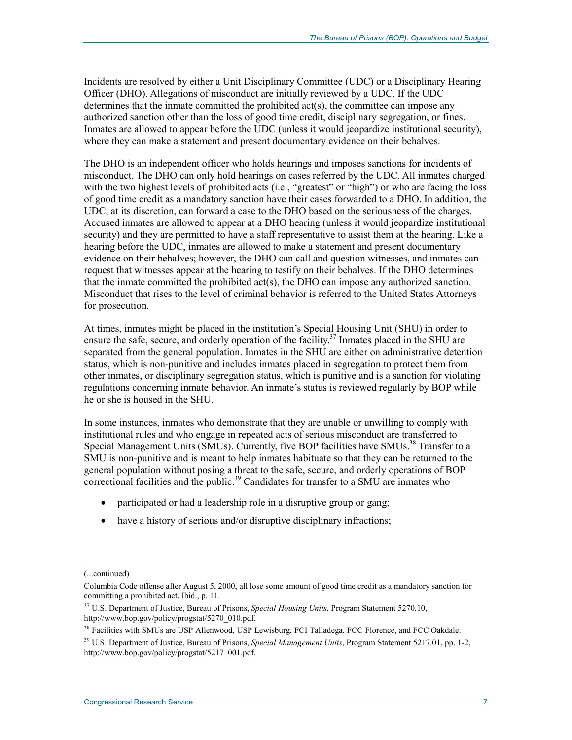Incidents are resolved by either a Unit Disciplinary Committee (UDC) or a Disciplinary Hearing Officer (DHO). Allegations of misconduct are initially reviewed by a UDC. If the UDC determines that the inmate committed the prohibited act(s), the committee can impose any authorized sanction other than the loss of good time credit, disciplinary segregation, or fines. Inmates are allowed to appear before the UDC (unless it would jeopardize institutional security), where they can make a statement and present documentary evidence on their behalves.

The DHO is an independent officer who holds hearings and imposes sanctions for incidents of misconduct. The DHO can only hold hearings on cases referred by the UDC. All inmates charged with the two highest levels of prohibited acts (i.e., "greatest" or "high") or who are facing the loss of good time credit as a mandatory sanction have their cases forwarded to a DHO. In addition, the UDC, at its discretion, can forward a case to the DHO based on the seriousness of the charges. Accused inmates are allowed to appear at a DHO hearing (unless it would jeopardize institutional security) and they are permitted to have a staff representative to assist them at the hearing. Like a hearing before the UDC, inmates are allowed to make a statement and present documentary evidence on their behalves; however, the DHO can call and question witnesses, and inmates can request that witnesses appear at the hearing to testify on their behalves. If the DHO determines that the inmate committed the prohibited act(s), the DHO can impose any authorized sanction. Misconduct that rises to the level of criminal behavior is referred to the United States Attorneys for prosecution.

At times, inmates might be placed in the institution's Special Housing Unit (SHU) in order to ensure the safe, secure, and orderly operation of the facility.[37] Inmates placed in the SHU are separated from the general population. Inmates in the SHU are either on administrative detention status, which is non-punitive and includes inmates placed in segregation to protect them from other inmates, or disciplinary segregation status, which is punitive and is a sanction for violating regulations concerning inmate behavior. An inmate's status is reviewed regularly by BOP while he or she is housed in the SHU.

In some instances, inmates who demonstrate that they are unable or unwilling to comply with institutional rules and who engage in repeated acts of serious misconduct are transferred to Special Management Units (SMUs). Currently, five BOP facilities have SMUs.[38] Transfer to a SMU is non-punitive and is meant to help inmates habituate so that they can be returned to the general population without posing a threat to the safe, secure, and orderly operations of BOP correctional facilities and the public.[39] Candidates for transfer to a SMU are inmates who

- participated or had a leadership role in a disruptive group or gang;
- have a history of serious and/or disruptive disciplinary infractions;

---

(...continued)

Columbia Code offense after August 5, 2000, all lose some amount of good time credit as a mandatory sanction for committing a prohibited act. Ibid., p. 11.

[37] U.S. Department of Justice, Bureau of Prisons, *Special Housing Units*, Program Statement 5270.10, http://www.bop.gov/policy/progstat/5270_010.pdf.

[38] Facilities with SMUs are USP Allenwood, USP Lewisburg, FCI Talladega, FCC Florence, and FCC Oakdale.

[39] U.S. Department of Justice, Bureau of Prisons, *Special Management Units*, Program Statement 5217.01, pp. 1-2, http://www.bop.gov/policy/progstat/5217_001.pdf.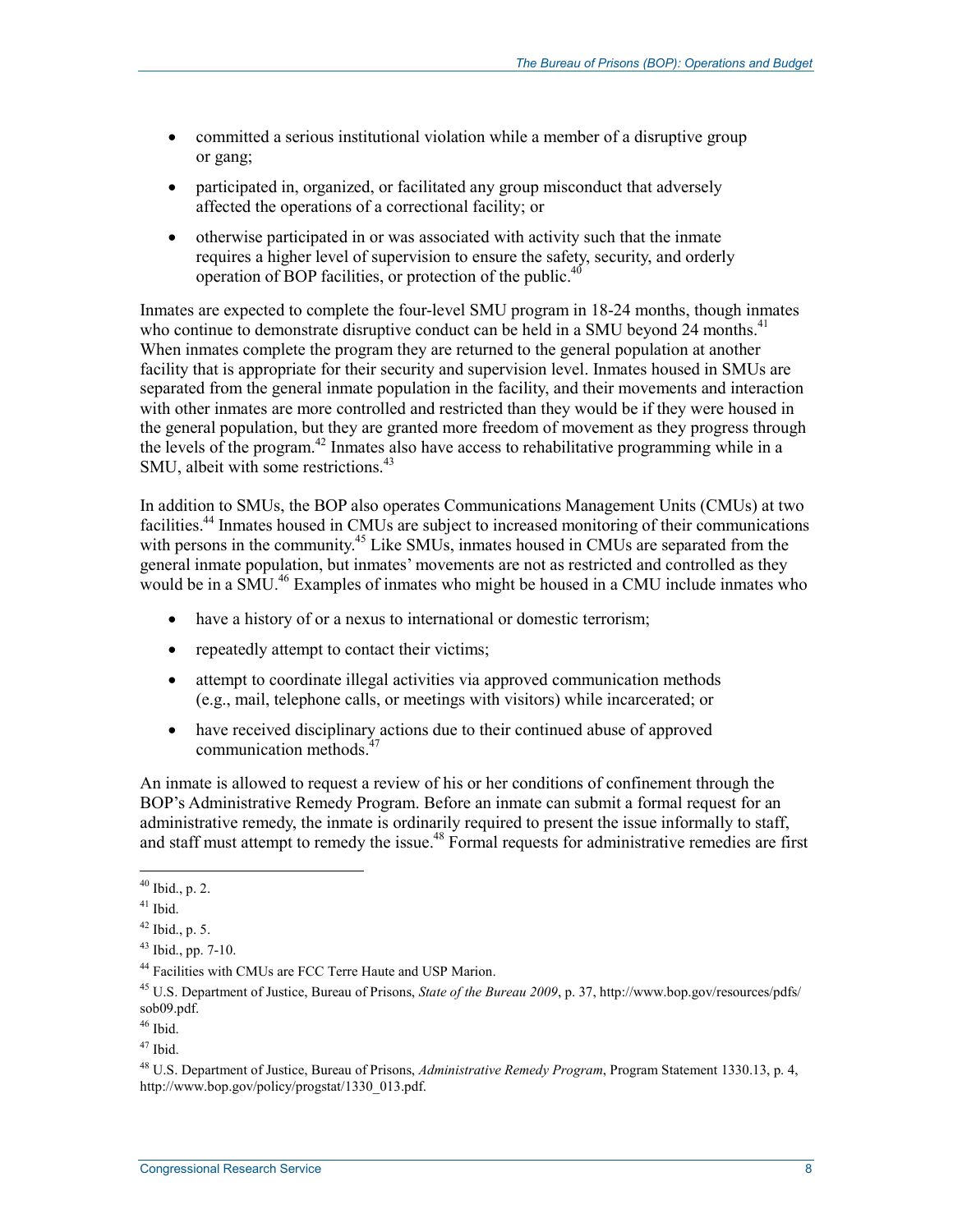- committed a serious institutional violation while a member of a disruptive group or gang;
- participated in, organized, or facilitated any group misconduct that adversely affected the operations of a correctional facility; or
- otherwise participated in or was associated with activity such that the inmate requires a higher level of supervision to ensure the safety, security, and orderly operation of BOP facilities, or protection of the public.[40]

Inmates are expected to complete the four-level SMU program in 18-24 months, though inmates who continue to demonstrate disruptive conduct can be held in a SMU beyond 24 months.[41] When inmates complete the program they are returned to the general population at another facility that is appropriate for their security and supervision level. Inmates housed in SMUs are separated from the general inmate population in the facility, and their movements and interaction with other inmates are more controlled and restricted than they would be if they were housed in the general population, but they are granted more freedom of movement as they progress through the levels of the program.[42] Inmates also have access to rehabilitative programming while in a SMU, albeit with some restrictions.[43]

In addition to SMUs, the BOP also operates Communications Management Units (CMUs) at two facilities.[44] Inmates housed in CMUs are subject to increased monitoring of their communications with persons in the community.[45] Like SMUs, inmates housed in CMUs are separated from the general inmate population, but inmates' movements are not as restricted and controlled as they would be in a SMU.[46] Examples of inmates who might be housed in a CMU include inmates who

- have a history of or a nexus to international or domestic terrorism;
- repeatedly attempt to contact their victims;
- attempt to coordinate illegal activities via approved communication methods (e.g., mail, telephone calls, or meetings with visitors) while incarcerated; or
- have received disciplinary actions due to their continued abuse of approved communication methods.[47]

An inmate is allowed to request a review of his or her conditions of confinement through the BOP's Administrative Remedy Program. Before an inmate can submit a formal request for an administrative remedy, the inmate is ordinarily required to present the issue informally to staff, and staff must attempt to remedy the issue.[48] Formal requests for administrative remedies are first

---

[40] Ibid., p. 2.

[41] Ibid.

[42] Ibid., p. 5.

[43] Ibid., pp. 7-10.

[44] Facilities with CMUs are FCC Terre Haute and USP Marion.

[45] U.S. Department of Justice, Bureau of Prisons, *State of the Bureau 2009*, p. 37, http://www.bop.gov/resources/pdfs/sob09.pdf.

[46] Ibid.

[47] Ibid.

[48] U.S. Department of Justice, Bureau of Prisons, *Administrative Remedy Program*, Program Statement 1330.13, p. 4, http://www.bop.gov/policy/progstat/1330_013.pdf.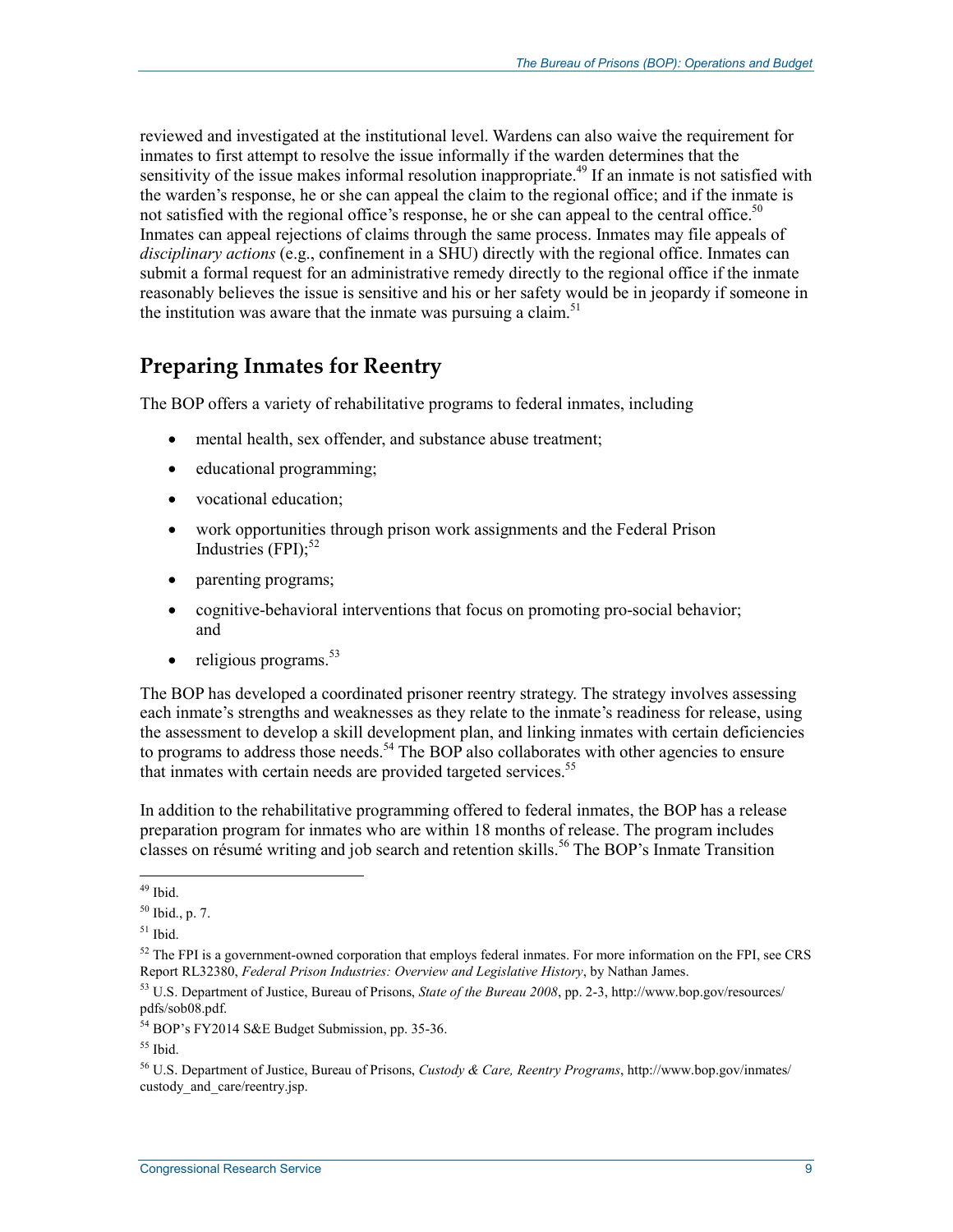reviewed and investigated at the institutional level. Wardens can also waive the requirement for inmates to first attempt to resolve the issue informally if the warden determines that the sensitivity of the issue makes informal resolution inappropriate.[49] If an inmate is not satisfied with the warden's response, he or she can appeal the claim to the regional office; and if the inmate is not satisfied with the regional office's response, he or she can appeal to the central office.[50] Inmates can appeal rejections of claims through the same process. Inmates may file appeals of *disciplinary actions* (e.g., confinement in a SHU) directly with the regional office. Inmates can submit a formal request for an administrative remedy directly to the regional office if the inmate reasonably believes the issue is sensitive and his or her safety would be in jeopardy if someone in the institution was aware that the inmate was pursuing a claim.[51]

## Preparing Inmates for Reentry

The BOP offers a variety of rehabilitative programs to federal inmates, including

- mental health, sex offender, and substance abuse treatment;
- educational programming;
- vocational education;
- work opportunities through prison work assignments and the Federal Prison Industries (FPI);[52]
- parenting programs;
- cognitive-behavioral interventions that focus on promoting pro-social behavior; and
- religious programs.[53]

The BOP has developed a coordinated prisoner reentry strategy. The strategy involves assessing each inmate's strengths and weaknesses as they relate to the inmate's readiness for release, using the assessment to develop a skill development plan, and linking inmates with certain deficiencies to programs to address those needs.[54] The BOP also collaborates with other agencies to ensure that inmates with certain needs are provided targeted services.[55]

In addition to the rehabilitative programming offered to federal inmates, the BOP has a release preparation program for inmates who are within 18 months of release. The program includes classes on résumé writing and job search and retention skills.[56] The BOP's Inmate Transition

---

[49] Ibid.

[50] Ibid., p. 7.

[51] Ibid.

[52] The FPI is a government-owned corporation that employs federal inmates. For more information on the FPI, see CRS Report RL32380, *Federal Prison Industries: Overview and Legislative History*, by Nathan James.

[53] U.S. Department of Justice, Bureau of Prisons, *State of the Bureau 2008*, pp. 2-3, http://www.bop.gov/resources/pdfs/sob08.pdf.

[54] BOP's FY2014 S&E Budget Submission, pp. 35-36.

[55] Ibid.

[56] U.S. Department of Justice, Bureau of Prisons, *Custody & Care, Reentry Programs*, http://www.bop.gov/inmates/custody_and_care/reentry.jsp.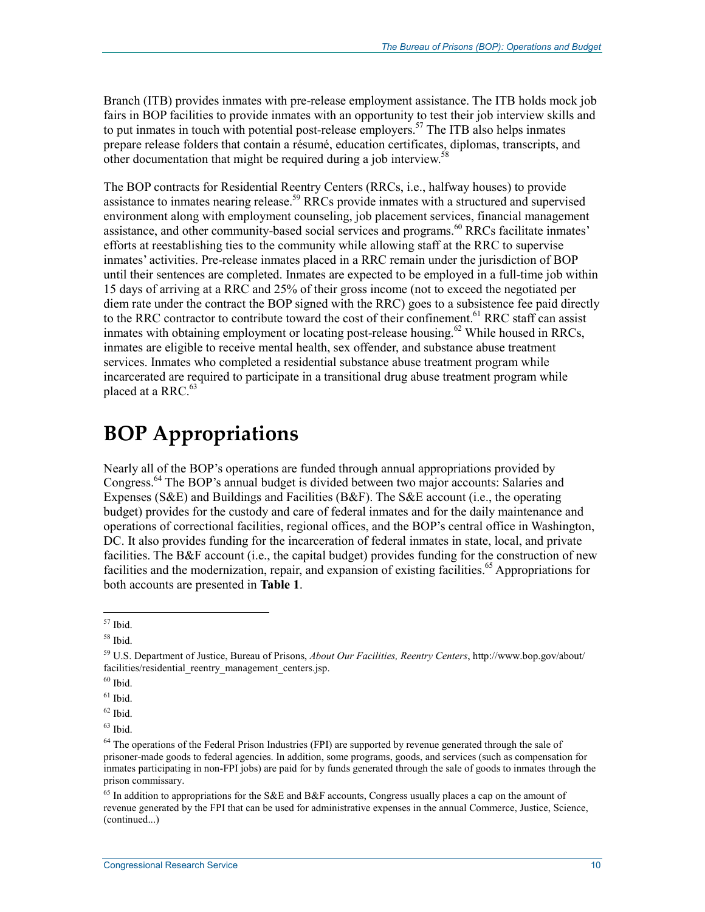Branch (ITB) provides inmates with pre-release employment assistance. The ITB holds mock job fairs in BOP facilities to provide inmates with an opportunity to test their job interview skills and to put inmates in touch with potential post-release employers.[57] The ITB also helps inmates prepare release folders that contain a résumé, education certificates, diplomas, transcripts, and other documentation that might be required during a job interview.[58]

The BOP contracts for Residential Reentry Centers (RRCs, i.e., halfway houses) to provide assistance to inmates nearing release.[59] RRCs provide inmates with a structured and supervised environment along with employment counseling, job placement services, financial management assistance, and other community-based social services and programs.[60] RRCs facilitate inmates' efforts at reestablishing ties to the community while allowing staff at the RRC to supervise inmates' activities. Pre-release inmates placed in a RRC remain under the jurisdiction of BOP until their sentences are completed. Inmates are expected to be employed in a full-time job within 15 days of arriving at a RRC and 25% of their gross income (not to exceed the negotiated per diem rate under the contract the BOP signed with the RRC) goes to a subsistence fee paid directly to the RRC contractor to contribute toward the cost of their confinement.[61] RRC staff can assist inmates with obtaining employment or locating post-release housing.[62] While housed in RRCs, inmates are eligible to receive mental health, sex offender, and substance abuse treatment services. Inmates who completed a residential substance abuse treatment program while incarcerated are required to participate in a transitional drug abuse treatment program while placed at a RRC.[63]

# BOP Appropriations

Nearly all of the BOP's operations are funded through annual appropriations provided by Congress.[64] The BOP's annual budget is divided between two major accounts: Salaries and Expenses (S&E) and Buildings and Facilities (B&F). The S&E account (i.e., the operating budget) provides for the custody and care of federal inmates and for the daily maintenance and operations of correctional facilities, regional offices, and the BOP's central office in Washington, DC. It also provides funding for the incarceration of federal inmates in state, local, and private facilities. The B&F account (i.e., the capital budget) provides funding for the construction of new facilities and the modernization, repair, and expansion of existing facilities.[65] Appropriations for both accounts are presented in **Table 1**.

---

[57] Ibid.

[58] Ibid.

[59] U.S. Department of Justice, Bureau of Prisons, *About Our Facilities, Reentry Centers*, http://www.bop.gov/about/facilities/residential_reentry_management_centers.jsp.

[60] Ibid.

[61] Ibid.

[62] Ibid.

[63] Ibid.

[64] The operations of the Federal Prison Industries (FPI) are supported by revenue generated through the sale of prisoner-made goods to federal agencies. In addition, some programs, goods, and services (such as compensation for inmates participating in non-FPI jobs) are paid for by funds generated through the sale of goods to inmates through the prison commissary.

[65] In addition to appropriations for the S&E and B&F accounts, Congress usually places a cap on the amount of revenue generated by the FPI that can be used for administrative expenses in the annual Commerce, Justice, Science, (continued...)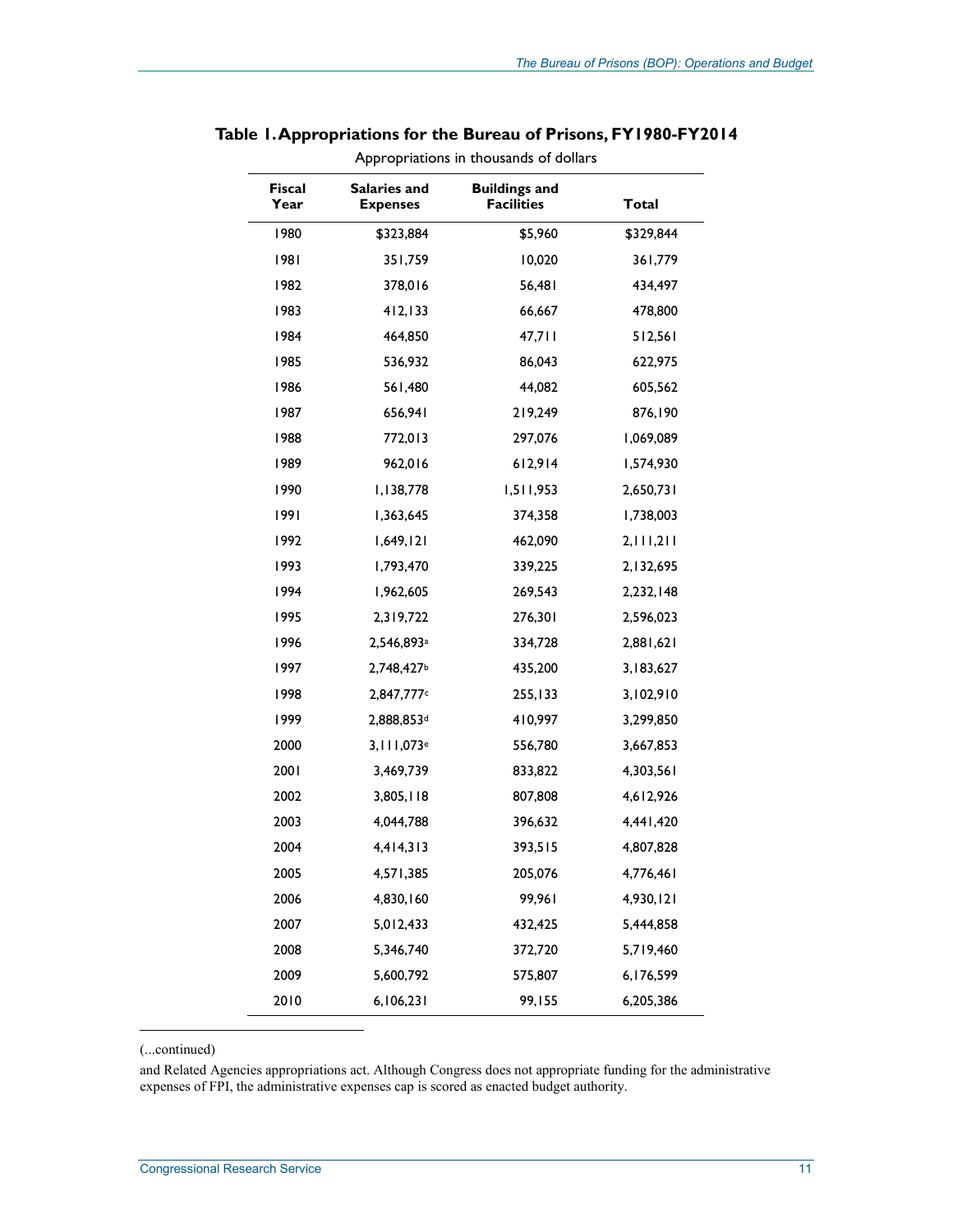**Table 1. Appropriations for the Bureau of Prisons, FY1980-FY2014**

Appropriations in thousands of dollars

| Fiscal Year | Salaries and Expenses | Buildings and Facilities | Total |
|---|---|---|---|
| 1980 | $323,884 | $5,960 | $329,844 |
| 1981 | 351,759 | 10,020 | 361,779 |
| 1982 | 378,016 | 56,481 | 434,497 |
| 1983 | 412,133 | 66,667 | 478,800 |
| 1984 | 464,850 | 47,711 | 512,561 |
| 1985 | 536,932 | 86,043 | 622,975 |
| 1986 | 561,480 | 44,082 | 605,562 |
| 1987 | 656,941 | 219,249 | 876,190 |
| 1988 | 772,013 | 297,076 | 1,069,089 |
| 1989 | 962,016 | 612,914 | 1,574,930 |
| 1990 | 1,138,778 | 1,511,953 | 2,650,731 |
| 1991 | 1,363,645 | 374,358 | 1,738,003 |
| 1992 | 1,649,121 | 462,090 | 2,111,211 |
| 1993 | 1,793,470 | 339,225 | 2,132,695 |
| 1994 | 1,962,605 | 269,543 | 2,232,148 |
| 1995 | 2,319,722 | 276,301 | 2,596,023 |
| 1996 | 2,546,893[a] | 334,728 | 2,881,621 |
| 1997 | 2,748,427[b] | 435,200 | 3,183,627 |
| 1998 | 2,847,777[c] | 255,133 | 3,102,910 |
| 1999 | 2,888,853[d] | 410,997 | 3,299,850 |
| 2000 | 3,111,073[e] | 556,780 | 3,667,853 |
| 2001 | 3,469,739 | 833,822 | 4,303,561 |
| 2002 | 3,805,118 | 807,808 | 4,612,926 |
| 2003 | 4,044,788 | 396,632 | 4,441,420 |
| 2004 | 4,414,313 | 393,515 | 4,807,828 |
| 2005 | 4,571,385 | 205,076 | 4,776,461 |
| 2006 | 4,830,160 | 99,961 | 4,930,121 |
| 2007 | 5,012,433 | 432,425 | 5,444,858 |
| 2008 | 5,346,740 | 372,720 | 5,719,460 |
| 2009 | 5,600,792 | 575,807 | 6,176,599 |
| 2010 | 6,106,231 | 99,155 | 6,205,386 |

(...continued)

and Related Agencies appropriations act. Although Congress does not appropriate funding for the administrative expenses of FPI, the administrative expenses cap is scored as enacted budget authority.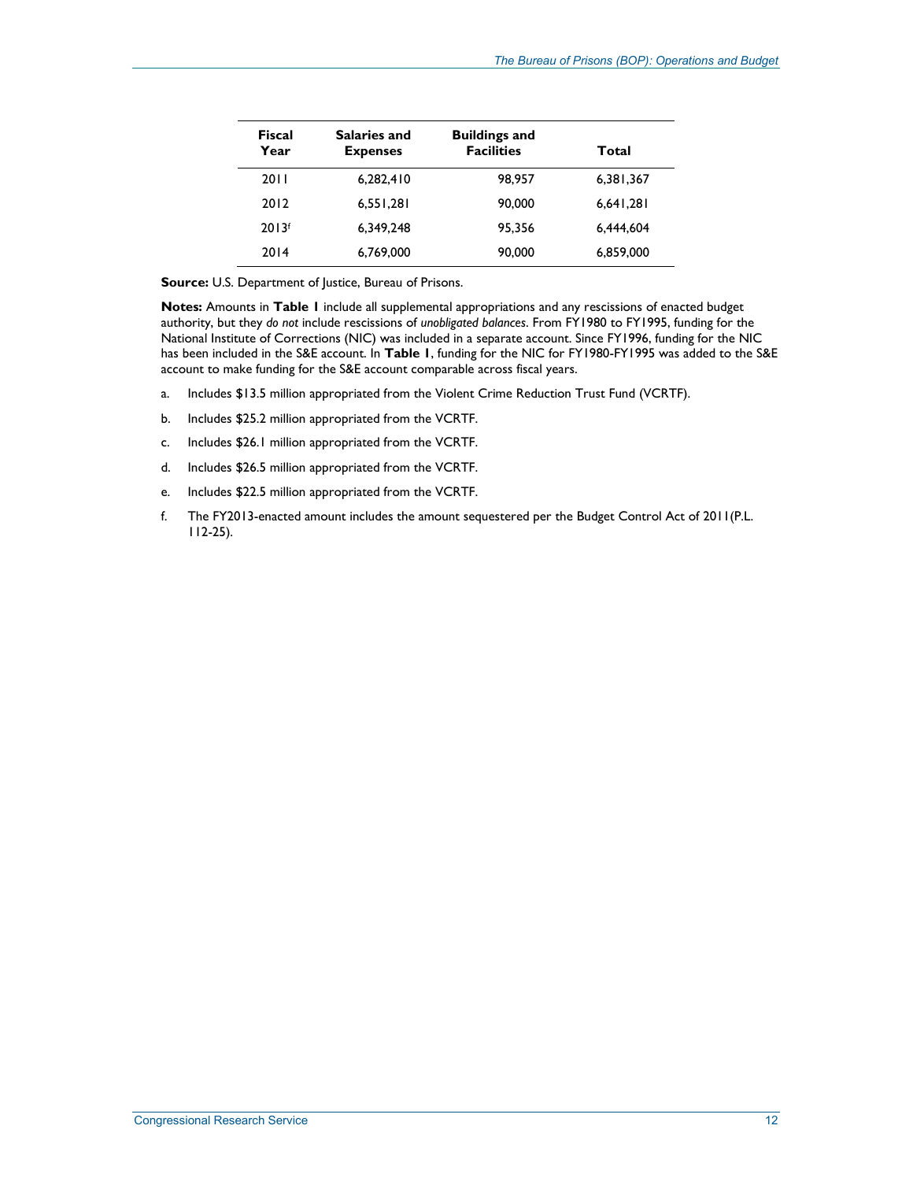| Fiscal Year | Salaries and Expenses | Buildings and Facilities | Total |
| --- | --- | --- | --- |
| 2011 | 6,282,410 | 98,957 | 6,381,367 |
| 2012 | 6,551,281 | 90,000 | 6,641,281 |
| 2013[f] | 6,349,248 | 95,356 | 6,444,604 |
| 2014 | 6,769,000 | 90,000 | 6,859,000 |

**Source:** U.S. Department of Justice, Bureau of Prisons.

**Notes:** Amounts in **Table 1** include all supplemental appropriations and any rescissions of enacted budget authority, but they *do not* include rescissions of *unobligated balances*. From FY1980 to FY1995, funding for the National Institute of Corrections (NIC) was included in a separate account. Since FY1996, funding for the NIC has been included in the S&E account. In **Table 1**, funding for the NIC for FY1980-FY1995 was added to the S&E account to make funding for the S&E account comparable across fiscal years.

a. Includes $13.5 million appropriated from the Violent Crime Reduction Trust Fund (VCRTF).

b. Includes $25.2 million appropriated from the VCRTF.

c. Includes $26.1 million appropriated from the VCRTF.

d. Includes $26.5 million appropriated from the VCRTF.

e. Includes $22.5 million appropriated from the VCRTF.

f. The FY2013-enacted amount includes the amount sequestered per the Budget Control Act of 2011(P.L. 112-25).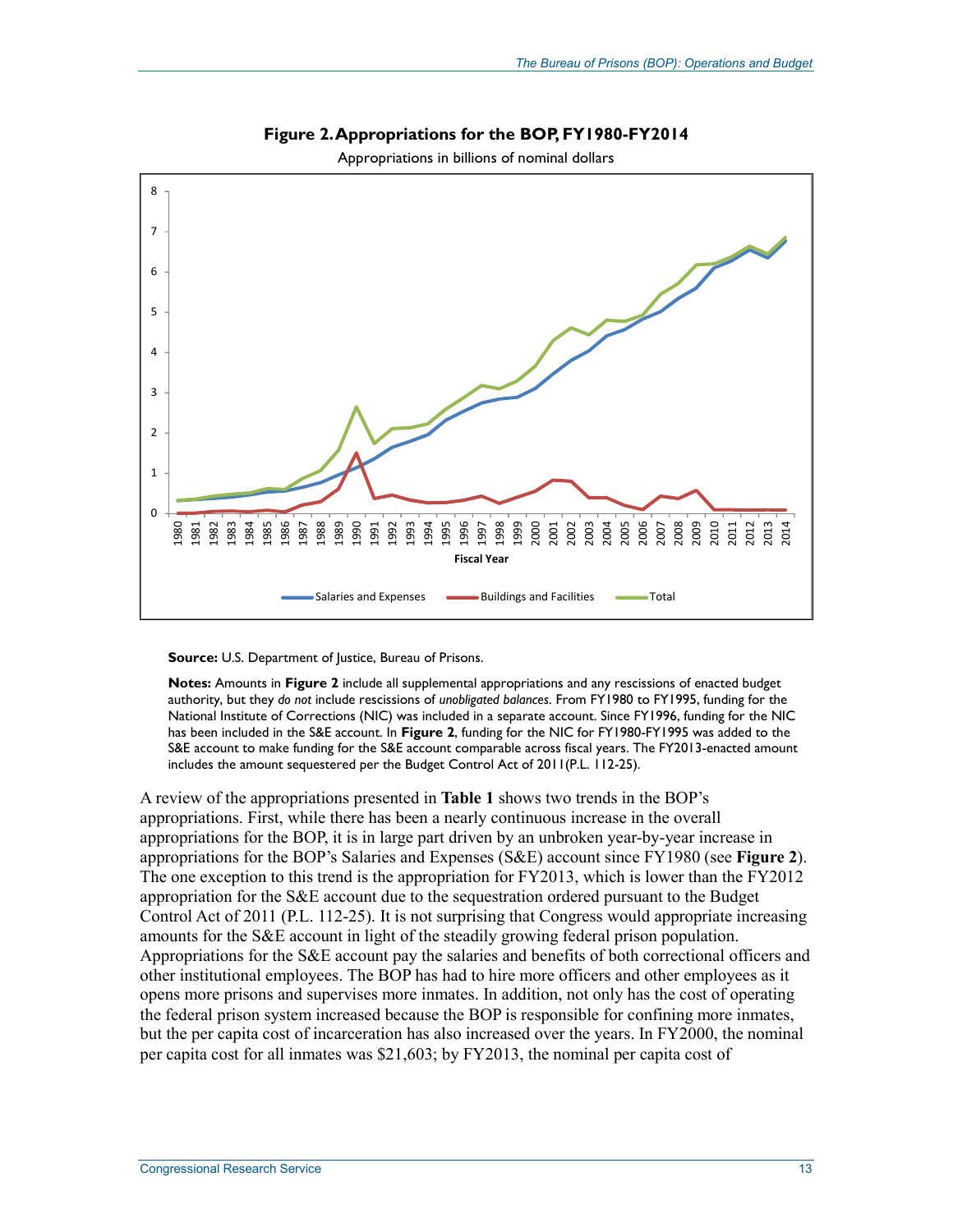**Figure 2. Appropriations for the BOP, FY1980-FY2014**

Appropriations in billions of nominal dollars

**Source:** U.S. Department of Justice, Bureau of Prisons.

**Notes:** Amounts in **Figure 2** include all supplemental appropriations and any rescissions of enacted budget authority, but they *do not* include rescissions of *unobligated balances*. From FY1980 to FY1995, funding for the National Institute of Corrections (NIC) was included in a separate account. Since FY1996, funding for the NIC has been included in the S&E account. In **Figure 2**, funding for the NIC for FY1980-FY1995 was added to the S&E account to make funding for the S&E account comparable across fiscal years. The FY2013-enacted amount includes the amount sequestered per the Budget Control Act of 2011(P.L. 112-25).

A review of the appropriations presented in **Table 1** shows two trends in the BOP's appropriations. First, while there has been a nearly continuous increase in the overall appropriations for the BOP, it is in large part driven by an unbroken year-by-year increase in appropriations for the BOP's Salaries and Expenses (S&E) account since FY1980 (see **Figure 2**). The one exception to this trend is the appropriation for FY2013, which is lower than the FY2012 appropriation for the S&E account due to the sequestration ordered pursuant to the Budget Control Act of 2011 (P.L. 112-25). It is not surprising that Congress would appropriate increasing amounts for the S&E account in light of the steadily growing federal prison population. Appropriations for the S&E account pay the salaries and benefits of both correctional officers and other institutional employees. The BOP has had to hire more officers and other employees as it opens more prisons and supervises more inmates. In addition, not only has the cost of operating the federal prison system increased because the BOP is responsible for confining more inmates, but the per capita cost of incarceration has also increased over the years. In FY2000, the nominal per capita cost for all inmates was $21,603; by FY2013, the nominal per capita cost of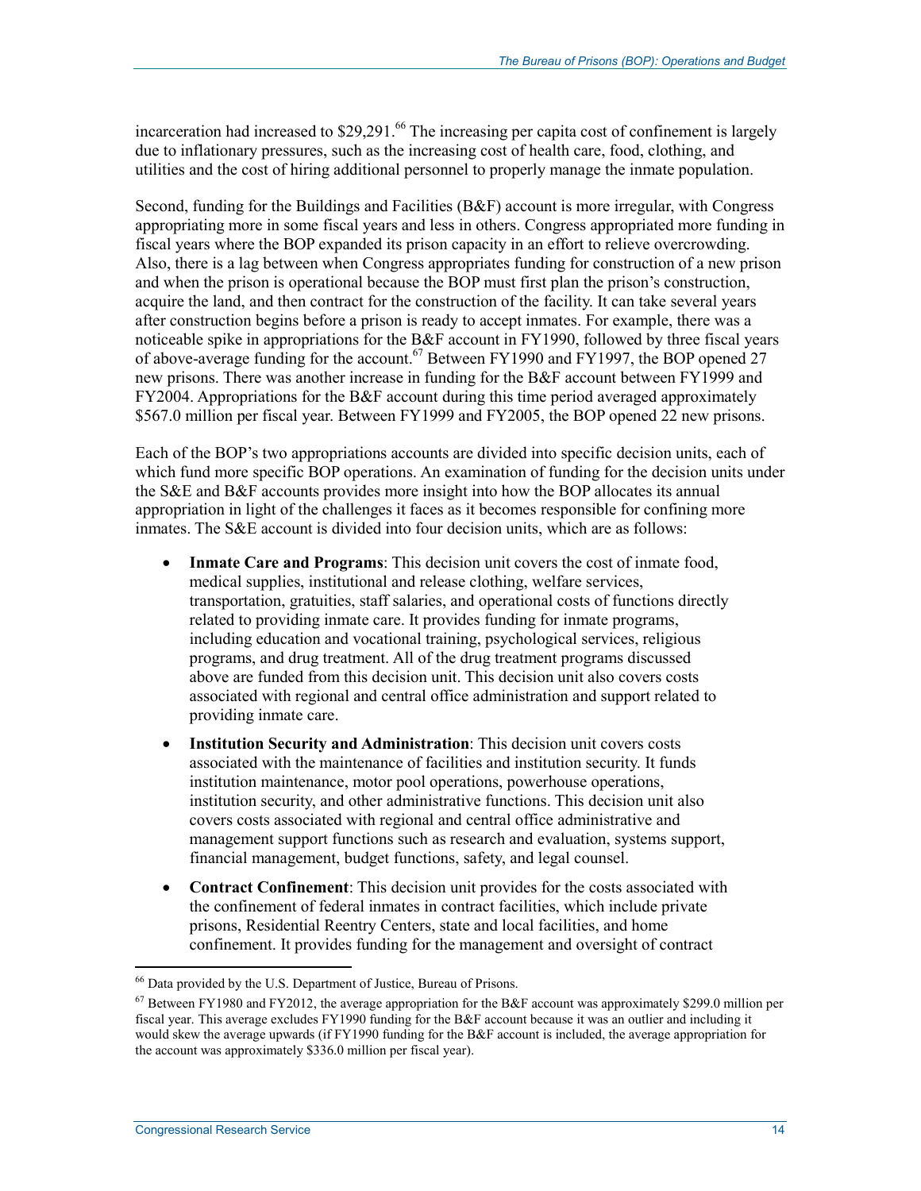incarceration had increased to $29,291.[66] The increasing per capita cost of confinement is largely due to inflationary pressures, such as the increasing cost of health care, food, clothing, and utilities and the cost of hiring additional personnel to properly manage the inmate population.

Second, funding for the Buildings and Facilities (B&F) account is more irregular, with Congress appropriating more in some fiscal years and less in others. Congress appropriated more funding in fiscal years where the BOP expanded its prison capacity in an effort to relieve overcrowding. Also, there is a lag between when Congress appropriates funding for construction of a new prison and when the prison is operational because the BOP must first plan the prison's construction, acquire the land, and then contract for the construction of the facility. It can take several years after construction begins before a prison is ready to accept inmates. For example, there was a noticeable spike in appropriations for the B&F account in FY1990, followed by three fiscal years of above-average funding for the account.[67] Between FY1990 and FY1997, the BOP opened 27 new prisons. There was another increase in funding for the B&F account between FY1999 and FY2004. Appropriations for the B&F account during this time period averaged approximately $567.0 million per fiscal year. Between FY1999 and FY2005, the BOP opened 22 new prisons.

Each of the BOP's two appropriations accounts are divided into specific decision units, each of which fund more specific BOP operations. An examination of funding for the decision units under the S&E and B&F accounts provides more insight into how the BOP allocates its annual appropriation in light of the challenges it faces as it becomes responsible for confining more inmates. The S&E account is divided into four decision units, which are as follows:

- **Inmate Care and Programs**: This decision unit covers the cost of inmate food, medical supplies, institutional and release clothing, welfare services, transportation, gratuities, staff salaries, and operational costs of functions directly related to providing inmate care. It provides funding for inmate programs, including education and vocational training, psychological services, religious programs, and drug treatment. All of the drug treatment programs discussed above are funded from this decision unit. This decision unit also covers costs associated with regional and central office administration and support related to providing inmate care.
- **Institution Security and Administration**: This decision unit covers costs associated with the maintenance of facilities and institution security. It funds institution maintenance, motor pool operations, powerhouse operations, institution security, and other administrative functions. This decision unit also covers costs associated with regional and central office administrative and management support functions such as research and evaluation, systems support, financial management, budget functions, safety, and legal counsel.
- **Contract Confinement**: This decision unit provides for the costs associated with the confinement of federal inmates in contract facilities, which include private prisons, Residential Reentry Centers, state and local facilities, and home confinement. It provides funding for the management and oversight of contract

---

[66] Data provided by the U.S. Department of Justice, Bureau of Prisons.

[67] Between FY1980 and FY2012, the average appropriation for the B&F account was approximately $299.0 million per fiscal year. This average excludes FY1990 funding for the B&F account because it was an outlier and including it would skew the average upwards (if FY1990 funding for the B&F account is included, the average appropriation for the account was approximately $336.0 million per fiscal year).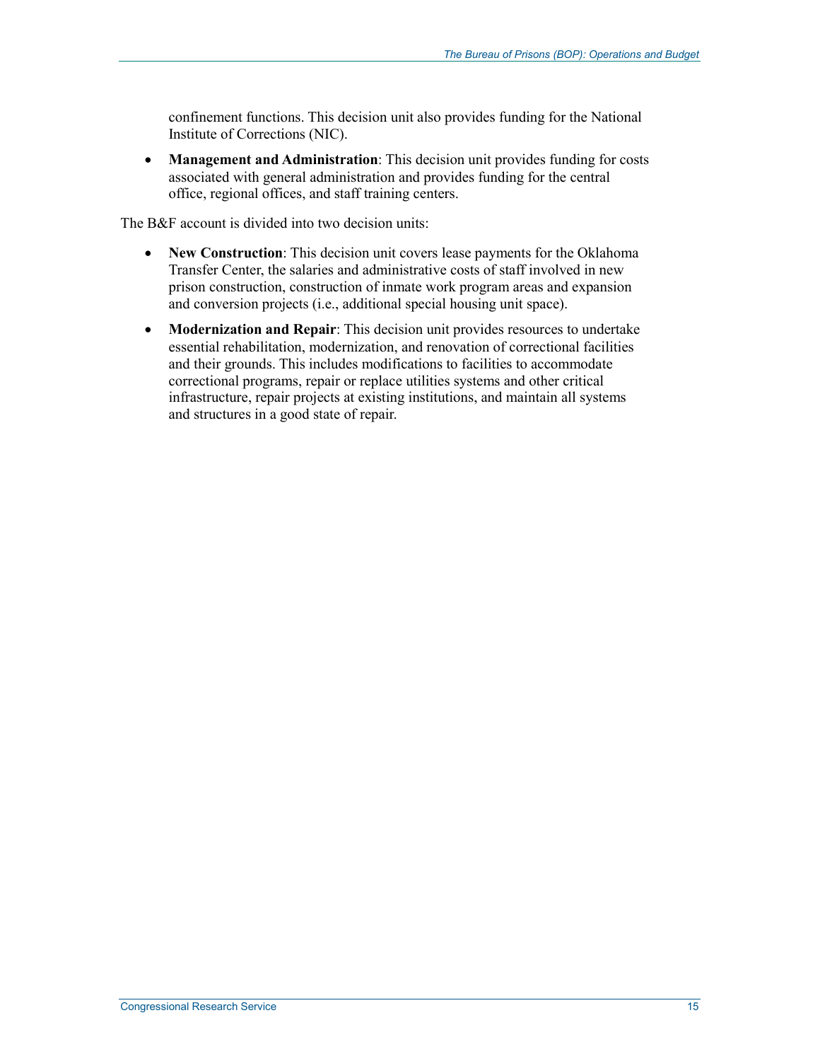confinement functions. This decision unit also provides funding for the National Institute of Corrections (NIC).

- **Management and Administration**: This decision unit provides funding for costs associated with general administration and provides funding for the central office, regional offices, and staff training centers.

The B&F account is divided into two decision units:

- **New Construction**: This decision unit covers lease payments for the Oklahoma Transfer Center, the salaries and administrative costs of staff involved in new prison construction, construction of inmate work program areas and expansion and conversion projects (i.e., additional special housing unit space).
- **Modernization and Repair**: This decision unit provides resources to undertake essential rehabilitation, modernization, and renovation of correctional facilities and their grounds. This includes modifications to facilities to accommodate correctional programs, repair or replace utilities systems and other critical infrastructure, repair projects at existing institutions, and maintain all systems and structures in a good state of repair.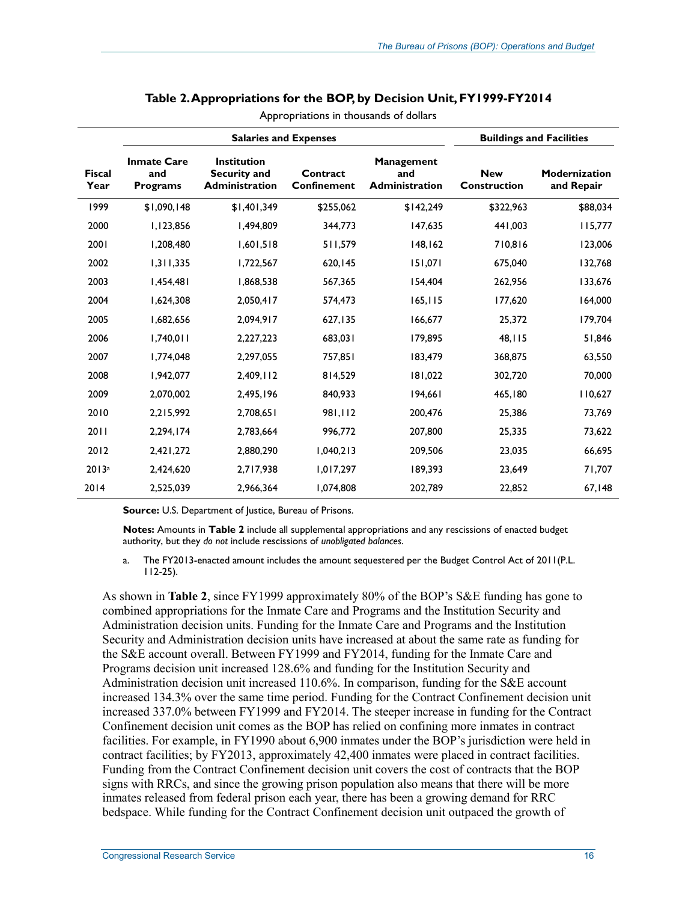**Table 2. Appropriations for the BOP, by Decision Unit, FY1999-FY2014**

Appropriations in thousands of dollars

| | Salaries and Expenses | | | | Buildings and Facilities | |
|---|---|---|---|---|---|---|
| **Fiscal Year** | **Inmate Care and Programs** | **Institution Security and Administration** | **Contract Confinement** | **Management and Administration** | **New Construction** | **Modernization and Repair** |
| 1999 | $1,090,148 | $1,401,349 | $255,062 | $142,249 | $322,963 | $88,034 |
| 2000 | 1,123,856 | 1,494,809 | 344,773 | 147,635 | 441,003 | 115,777 |
| 2001 | 1,208,480 | 1,601,518 | 511,579 | 148,162 | 710,816 | 123,006 |
| 2002 | 1,311,335 | 1,722,567 | 620,145 | 151,071 | 675,040 | 132,768 |
| 2003 | 1,454,481 | 1,868,538 | 567,365 | 154,404 | 262,956 | 133,676 |
| 2004 | 1,624,308 | 2,050,417 | 574,473 | 165,115 | 177,620 | 164,000 |
| 2005 | 1,682,656 | 2,094,917 | 627,135 | 166,677 | 25,372 | 179,704 |
| 2006 | 1,740,011 | 2,227,223 | 683,031 | 179,895 | 48,115 | 51,846 |
| 2007 | 1,774,048 | 2,297,055 | 757,851 | 183,479 | 368,875 | 63,550 |
| 2008 | 1,942,077 | 2,409,112 | 814,529 | 181,022 | 302,720 | 70,000 |
| 2009 | 2,070,002 | 2,495,196 | 840,933 | 194,661 | 465,180 | 110,627 |
| 2010 | 2,215,992 | 2,708,651 | 981,112 | 200,476 | 25,386 | 73,769 |
| 2011 | 2,294,174 | 2,783,664 | 996,772 | 207,800 | 25,335 | 73,622 |
| 2012 | 2,421,272 | 2,880,290 | 1,040,213 | 209,506 | 23,035 | 66,695 |
| 2013[a] | 2,424,620 | 2,717,938 | 1,017,297 | 189,393 | 23,649 | 71,707 |
| 2014 | 2,525,039 | 2,966,364 | 1,074,808 | 202,789 | 22,852 | 67,148 |

**Source:** U.S. Department of Justice, Bureau of Prisons.

**Notes:** Amounts in **Table 2** include all supplemental appropriations and any rescissions of enacted budget authority, but they *do not* include rescissions of *unobligated balances*.

a. The FY2013-enacted amount includes the amount sequestered per the Budget Control Act of 2011(P.L. 112-25).

As shown in **Table 2**, since FY1999 approximately 80% of the BOP's S&E funding has gone to combined appropriations for the Inmate Care and Programs and the Institution Security and Administration decision units. Funding for the Inmate Care and Programs and the Institution Security and Administration decision units have increased at about the same rate as funding for the S&E account overall. Between FY1999 and FY2014, funding for the Inmate Care and Programs decision unit increased 128.6% and funding for the Institution Security and Administration decision unit increased 110.6%. In comparison, funding for the S&E account increased 134.3% over the same time period. Funding for the Contract Confinement decision unit increased 337.0% between FY1999 and FY2014. The steeper increase in funding for the Contract Confinement decision unit comes as the BOP has relied on confining more inmates in contract facilities. For example, in FY1990 about 6,900 inmates under the BOP's jurisdiction were held in contract facilities; by FY2013, approximately 42,400 inmates were placed in contract facilities. Funding from the Contract Confinement decision unit covers the cost of contracts that the BOP signs with RRCs, and since the growing prison population also means that there will be more inmates released from federal prison each year, there has been a growing demand for RRC bedspace. While funding for the Contract Confinement decision unit outpaced the growth of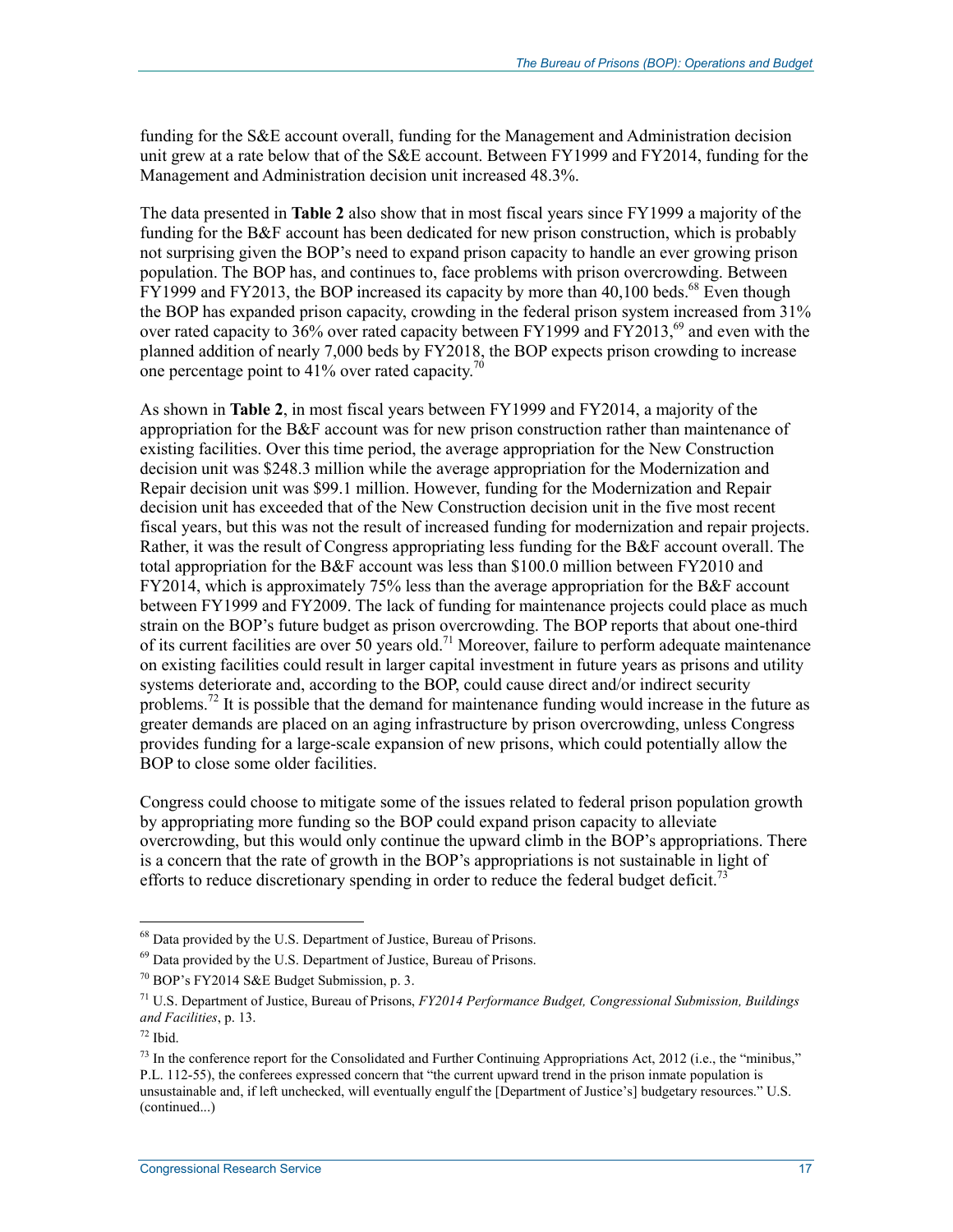funding for the S&E account overall, funding for the Management and Administration decision unit grew at a rate below that of the S&E account. Between FY1999 and FY2014, funding for the Management and Administration decision unit increased 48.3%.

The data presented in **Table 2** also show that in most fiscal years since FY1999 a majority of the funding for the B&F account has been dedicated for new prison construction, which is probably not surprising given the BOP's need to expand prison capacity to handle an ever growing prison population. The BOP has, and continues to, face problems with prison overcrowding. Between FY1999 and FY2013, the BOP increased its capacity by more than 40,100 beds.[68] Even though the BOP has expanded prison capacity, crowding in the federal prison system increased from 31% over rated capacity to 36% over rated capacity between FY1999 and FY2013,[69] and even with the planned addition of nearly 7,000 beds by FY2018, the BOP expects prison crowding to increase one percentage point to 41% over rated capacity.[70]

As shown in **Table 2**, in most fiscal years between FY1999 and FY2014, a majority of the appropriation for the B&F account was for new prison construction rather than maintenance of existing facilities. Over this time period, the average appropriation for the New Construction decision unit was $248.3 million while the average appropriation for the Modernization and Repair decision unit was $99.1 million. However, funding for the Modernization and Repair decision unit has exceeded that of the New Construction decision unit in the five most recent fiscal years, but this was not the result of increased funding for modernization and repair projects. Rather, it was the result of Congress appropriating less funding for the B&F account overall. The total appropriation for the B&F account was less than $100.0 million between FY2010 and FY2014, which is approximately 75% less than the average appropriation for the B&F account between FY1999 and FY2009. The lack of funding for maintenance projects could place as much strain on the BOP's future budget as prison overcrowding. The BOP reports that about one-third of its current facilities are over 50 years old.[71] Moreover, failure to perform adequate maintenance on existing facilities could result in larger capital investment in future years as prisons and utility systems deteriorate and, according to the BOP, could cause direct and/or indirect security problems.[72] It is possible that the demand for maintenance funding would increase in the future as greater demands are placed on an aging infrastructure by prison overcrowding, unless Congress provides funding for a large-scale expansion of new prisons, which could potentially allow the BOP to close some older facilities.

Congress could choose to mitigate some of the issues related to federal prison population growth by appropriating more funding so the BOP could expand prison capacity to alleviate overcrowding, but this would only continue the upward climb in the BOP's appropriations. There is a concern that the rate of growth in the BOP's appropriations is not sustainable in light of efforts to reduce discretionary spending in order to reduce the federal budget deficit.[73]

---

[68] Data provided by the U.S. Department of Justice, Bureau of Prisons.

[69] Data provided by the U.S. Department of Justice, Bureau of Prisons.

[70] BOP's FY2014 S&E Budget Submission, p. 3.

[71] U.S. Department of Justice, Bureau of Prisons, *FY2014 Performance Budget, Congressional Submission, Buildings and Facilities*, p. 13.

[72] Ibid.

[73] In the conference report for the Consolidated and Further Continuing Appropriations Act, 2012 (i.e., the "minibus," P.L. 112-55), the conferees expressed concern that "the current upward trend in the prison inmate population is unsustainable and, if left unchecked, will eventually engulf the [Department of Justice's] budgetary resources." U.S. (continued...)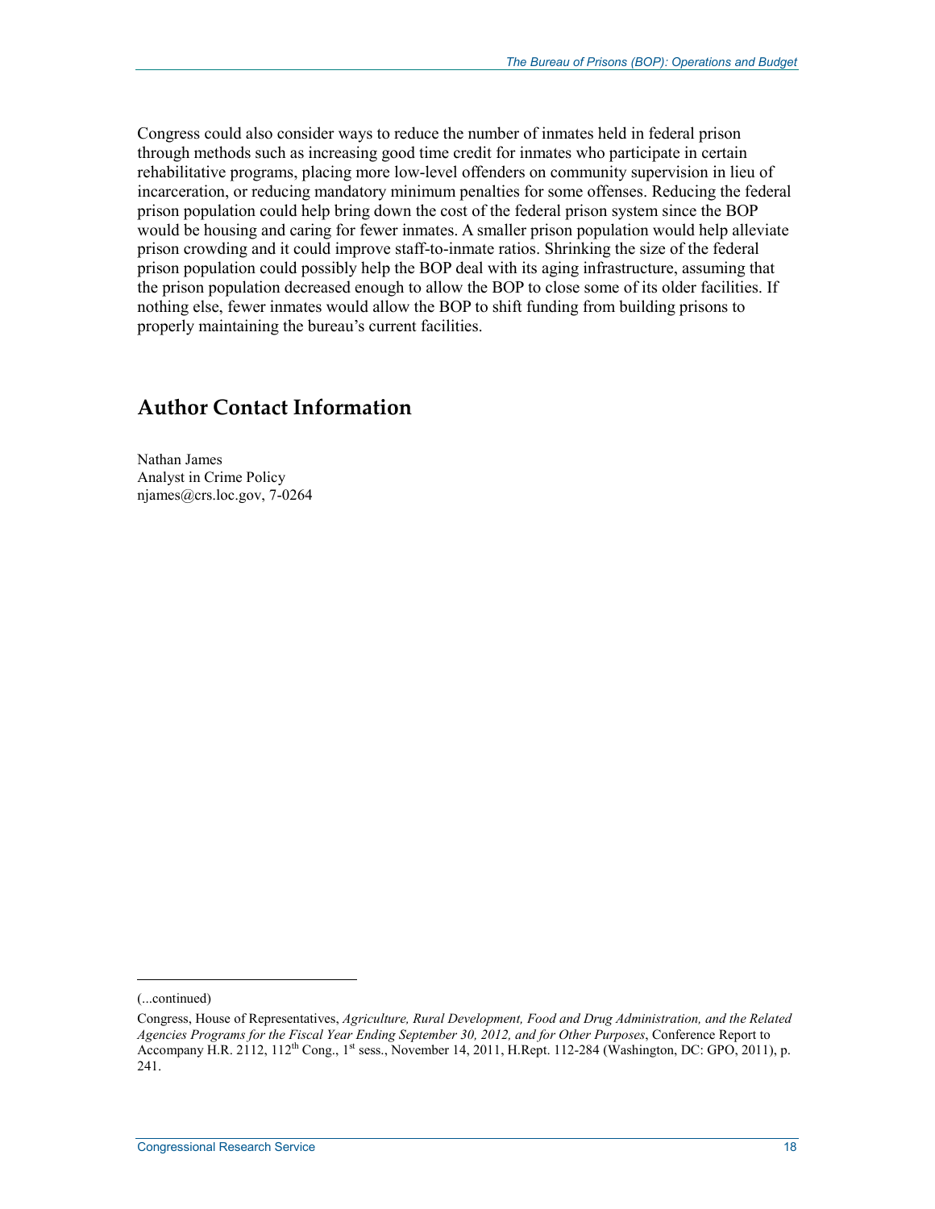Congress could also consider ways to reduce the number of inmates held in federal prison through methods such as increasing good time credit for inmates who participate in certain rehabilitative programs, placing more low-level offenders on community supervision in lieu of incarceration, or reducing mandatory minimum penalties for some offenses. Reducing the federal prison population could help bring down the cost of the federal prison system since the BOP would be housing and caring for fewer inmates. A smaller prison population would help alleviate prison crowding and it could improve staff-to-inmate ratios. Shrinking the size of the federal prison population could possibly help the BOP deal with its aging infrastructure, assuming that the prison population decreased enough to allow the BOP to close some of its older facilities. If nothing else, fewer inmates would allow the BOP to shift funding from building prisons to properly maintaining the bureau's current facilities.

## Author Contact Information

Nathan James
Analyst in Crime Policy
njames@crs.loc.gov, 7-0264

---

(...continued)

Congress, House of Representatives, *Agriculture, Rural Development, Food and Drug Administration, and the Related Agencies Programs for the Fiscal Year Ending September 30, 2012, and for Other Purposes*, Conference Report to Accompany H.R. 2112, 112th Cong., 1st sess., November 14, 2011, H.Rept. 112-284 (Washington, DC: GPO, 2011), p. 241.